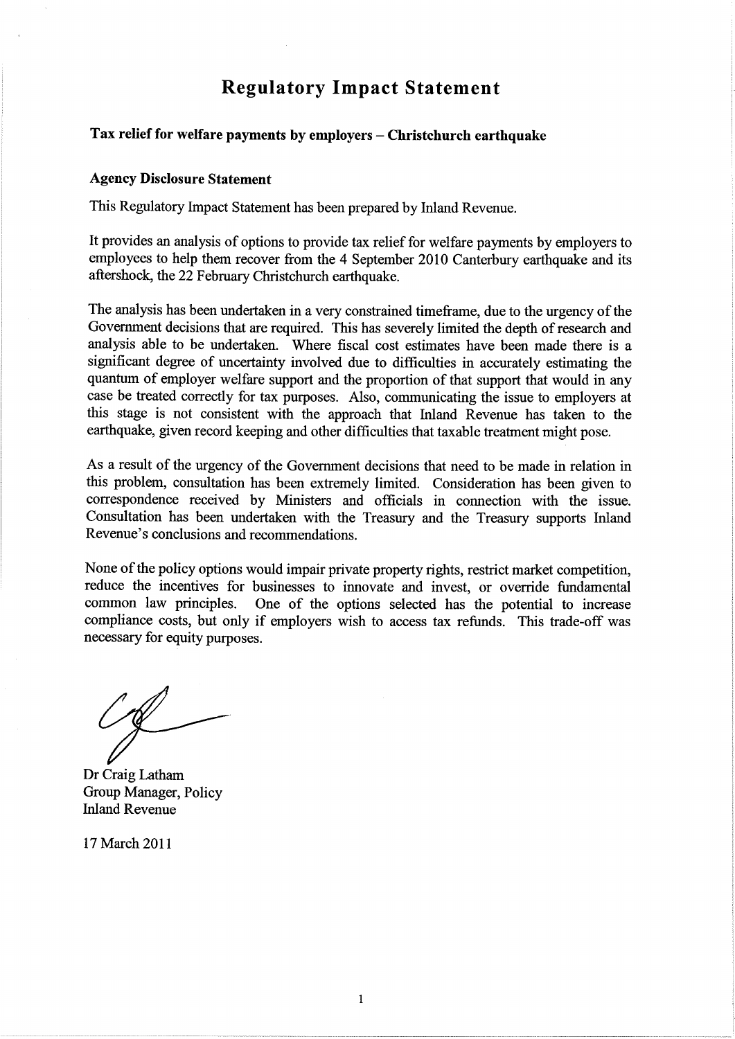# Regulatory Impact Statement

## Tax relief for welfare payments by employers – Christchurch earthquake

### Agency Disclosure Statement

This Regulatory Impact Statement has been prepared by Inland Revenue.

It provides an analysis of options to provide tax relief for welfare payments by employers to employees to help them recover from the 4 September 2010 Canterbury earthquake and its aftershock, the 22 February Christchurch earthquake.

The analysis has been undertaken in a very constrained timeframe, due to the urgency of the Government decisions that are required. This has severely limited the depth of research and analysis able to be undertaken. Where fiscal cost estimates have been made there is a significant degree of uncertainty involved due to difficulties in accurately estimating the quantum of employer welfare support and the proportion of that support that would in any case be treated correctly for tax purposes. Also, communicating the issue to employers at this stage is not consistent with the approach that Inland Revenue has taken to the earthquake, given record keeping and other difficulties that taxable treatment might pose.

As a result of the urgency of the Government decisions that need to be made in relation in this problem, consultation has been extremely limited. Consideration has been given to correspondence received by Ministers and officials in connection with the issue. Consultation has been undertaken with the Treasury and the Treasury supports Inland Revenue's conclusions and recommendations.

None of the policy options would impair private property rights, restrict market competition, reduce the incentives for businesses to innovate and invest, or override fundamental common law principles. One of the options selected has the potential to increase compliance costs, but only if employers wish to access tax refunds. This trade-off was necessary for equity purposes.

Dr Craig Latham
Group Manager, Policy
Inland Revenue

17 March 2011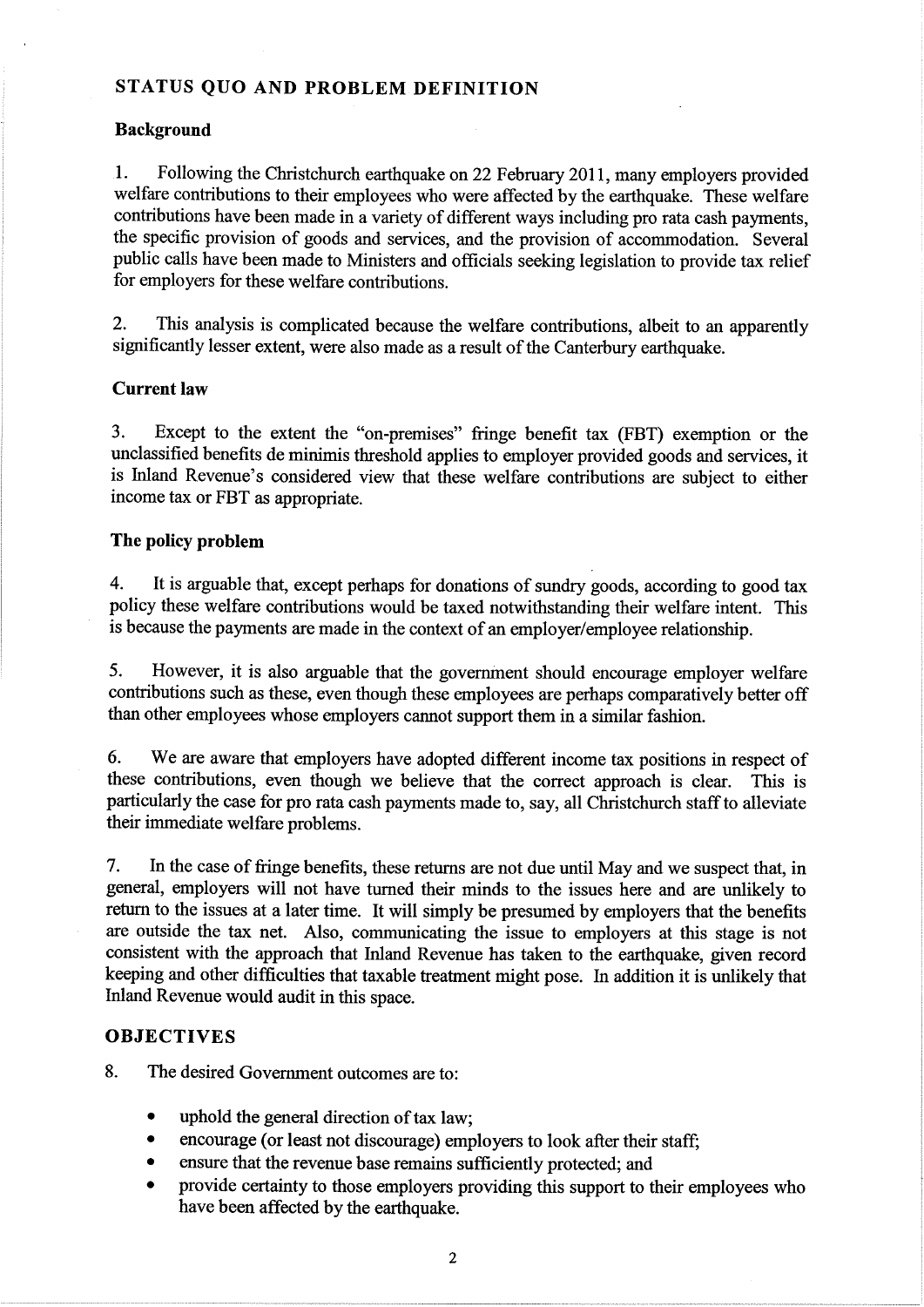## STATUS QUO AND PROBLEM DEFINITION

### Background

1. Following the Christchurch earthquake on 22 February 2011, many employers provided welfare contributions to their employees who were affected by the earthquake. These welfare contributions have been made in a variety of different ways including pro rata cash payments, the specific provision of goods and services, and the provision of accommodation. Several public calls have been made to Ministers and officials seeking legislation to provide tax relief for employers for these welfare contributions.

2. This analysis is complicated because the welfare contributions, albeit to an apparently significantly lesser extent, were also made as a result of the Canterbury earthquake.

### Current law

3. Except to the extent the "on-premises" fringe benefit tax (FBT) exemption or the unclassified benefits de minimis threshold applies to employer provided goods and services, it is Inland Revenue's considered view that these welfare contributions are subject to either income tax or FBT as appropriate.

### The policy problem

4. It is arguable that, except perhaps for donations of sundry goods, according to good tax policy these welfare contributions would be taxed notwithstanding their welfare intent. This is because the payments are made in the context of an employer/employee relationship.

5. However, it is also arguable that the government should encourage employer welfare contributions such as these, even though these employees are perhaps comparatively better off than other employees whose employers cannot support them in a similar fashion.

6. We are aware that employers have adopted different income tax positions in respect of these contributions, even though we believe that the correct approach is clear. This is particularly the case for pro rata cash payments made to, say, all Christchurch staff to alleviate their immediate welfare problems.

7. In the case of fringe benefits, these returns are not due until May and we suspect that, in general, employers will not have turned their minds to the issues here and are unlikely to return to the issues at a later time. It will simply be presumed by employers that the benefits are outside the tax net. Also, communicating the issue to employers at this stage is not consistent with the approach that Inland Revenue has taken to the earthquake, given record keeping and other difficulties that taxable treatment might pose. In addition it is unlikely that Inland Revenue would audit in this space.

## OBJECTIVES

8. The desired Government outcomes are to:

- uphold the general direction of tax law;
- encourage (or least not discourage) employers to look after their staff;
- ensure that the revenue base remains sufficiently protected; and
- provide certainty to those employers providing this support to their employees who have been affected by the earthquake.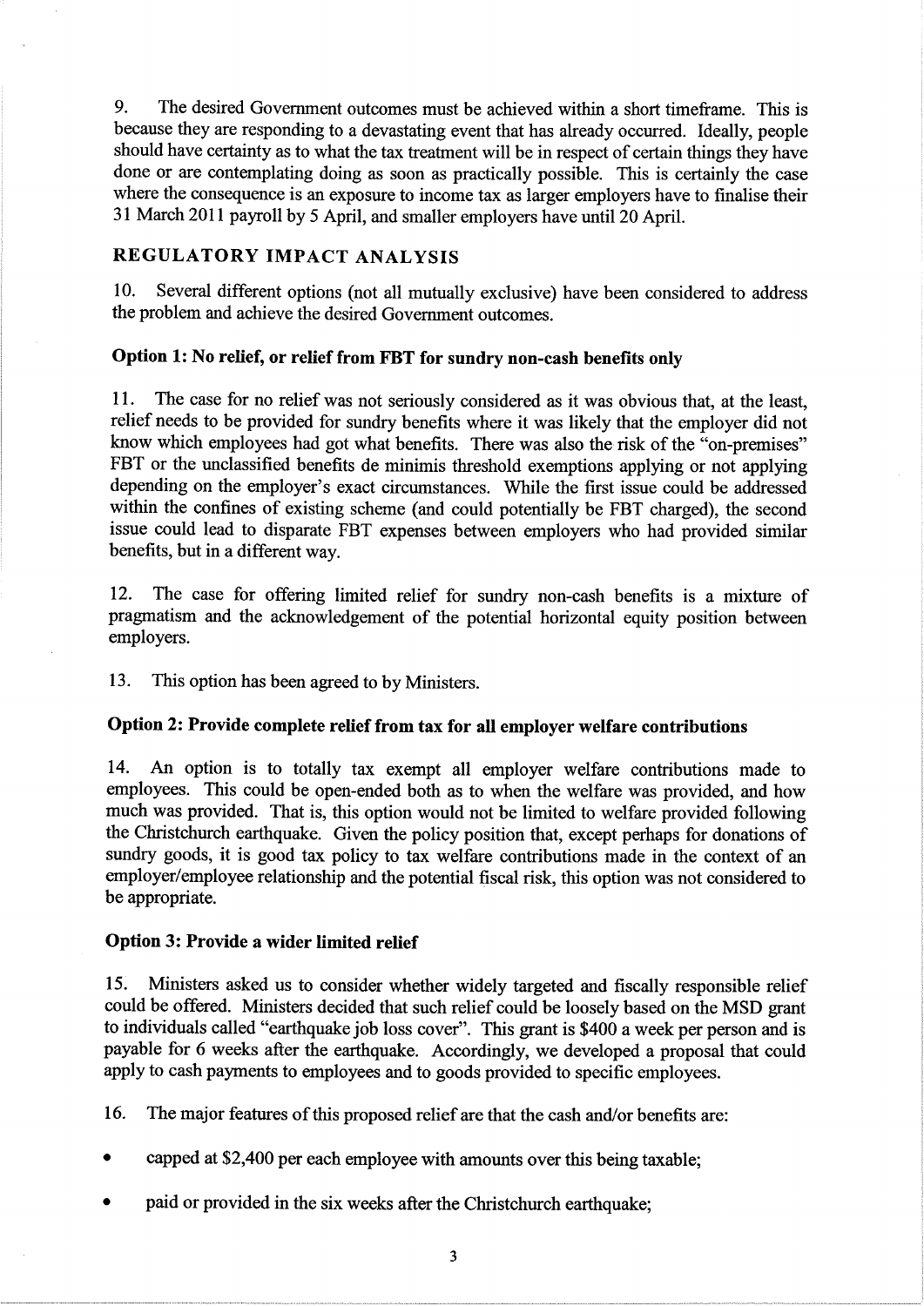9. The desired Government outcomes must be achieved within a short timeframe. This is because they are responding to a devastating event that has already occurred. Ideally, people should have certainty as to what the tax treatment will be in respect of certain things they have done or are contemplating doing as soon as practically possible. This is certainly the case where the consequence is an exposure to income tax as larger employers have to finalise their 31 March 2011 payroll by 5 April, and smaller employers have until 20 April.

## REGULATORY IMPACT ANALYSIS

10. Several different options (not all mutually exclusive) have been considered to address the problem and achieve the desired Government outcomes.

### Option 1: No relief, or relief from FBT for sundry non-cash benefits only

11. The case for no relief was not seriously considered as it was obvious that, at the least, relief needs to be provided for sundry benefits where it was likely that the employer did not know which employees had got what benefits. There was also the risk of the "on-premises" FBT or the unclassified benefits de minimis threshold exemptions applying or not applying depending on the employer's exact circumstances. While the first issue could be addressed within the confines of existing scheme (and could potentially be FBT charged), the second issue could lead to disparate FBT expenses between employers who had provided similar benefits, but in a different way.

12. The case for offering limited relief for sundry non-cash benefits is a mixture of pragmatism and the acknowledgement of the potential horizontal equity position between employers.

13. This option has been agreed to by Ministers.

### Option 2: Provide complete relief from tax for all employer welfare contributions

14. An option is to totally tax exempt all employer welfare contributions made to employees. This could be open-ended both as to when the welfare was provided, and how much was provided. That is, this option would not be limited to welfare provided following the Christchurch earthquake. Given the policy position that, except perhaps for donations of sundry goods, it is good tax policy to tax welfare contributions made in the context of an employer/employee relationship and the potential fiscal risk, this option was not considered to be appropriate.

### Option 3: Provide a wider limited relief

15. Ministers asked us to consider whether widely targeted and fiscally responsible relief could be offered. Ministers decided that such relief could be loosely based on the MSD grant to individuals called "earthquake job loss cover". This grant is $400 a week per person and is payable for 6 weeks after the earthquake. Accordingly, we developed a proposal that could apply to cash payments to employees and to goods provided to specific employees.

16. The major features of this proposed relief are that the cash and/or benefits are:

- capped at $2,400 per each employee with amounts over this being taxable;
- paid or provided in the six weeks after the Christchurch earthquake;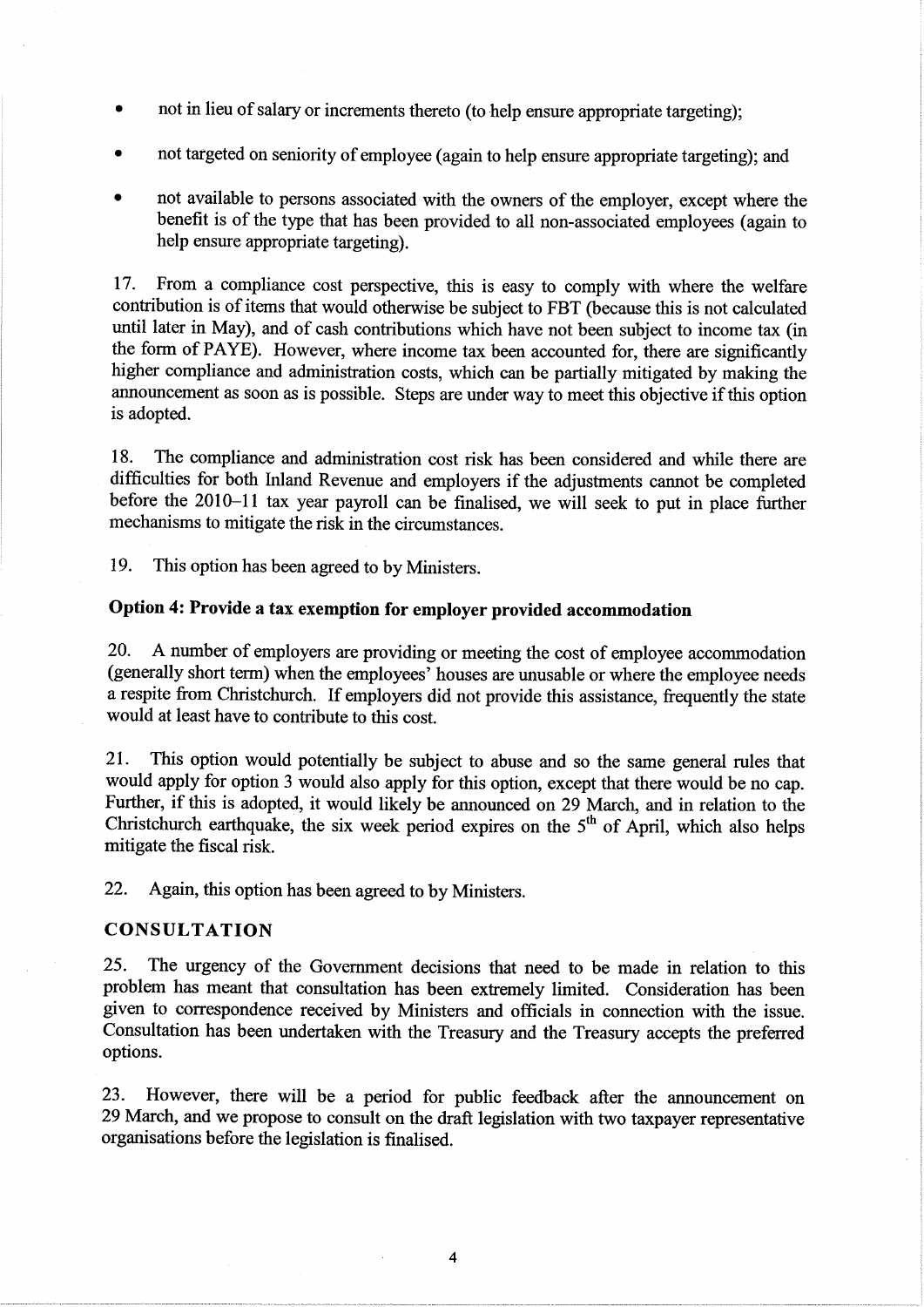- not in lieu of salary or increments thereto (to help ensure appropriate targeting);
- not targeted on seniority of employee (again to help ensure appropriate targeting); and
- not available to persons associated with the owners of the employer, except where the benefit is of the type that has been provided to all non-associated employees (again to help ensure appropriate targeting).

17. From a compliance cost perspective, this is easy to comply with where the welfare contribution is of items that would otherwise be subject to FBT (because this is not calculated until later in May), and of cash contributions which have not been subject to income tax (in the form of PAYE). However, where income tax been accounted for, there are significantly higher compliance and administration costs, which can be partially mitigated by making the announcement as soon as is possible. Steps are under way to meet this objective if this option is adopted.

18. The compliance and administration cost risk has been considered and while there are difficulties for both Inland Revenue and employers if the adjustments cannot be completed before the 2010–11 tax year payroll can be finalised, we will seek to put in place further mechanisms to mitigate the risk in the circumstances.

19. This option has been agreed to by Ministers.

**Option 4: Provide a tax exemption for employer provided accommodation**

20. A number of employers are providing or meeting the cost of employee accommodation (generally short term) when the employees' houses are unusable or where the employee needs a respite from Christchurch. If employers did not provide this assistance, frequently the state would at least have to contribute to this cost.

21. This option would potentially be subject to abuse and so the same general rules that would apply for option 3 would also apply for this option, except that there would be no cap. Further, if this is adopted, it would likely be announced on 29 March, and in relation to the Christchurch earthquake, the six week period expires on the 5th of April, which also helps mitigate the fiscal risk.

22. Again, this option has been agreed to by Ministers.

## CONSULTATION

25. The urgency of the Government decisions that need to be made in relation to this problem has meant that consultation has been extremely limited. Consideration has been given to correspondence received by Ministers and officials in connection with the issue. Consultation has been undertaken with the Treasury and the Treasury accepts the preferred options.

23. However, there will be a period for public feedback after the announcement on 29 March, and we propose to consult on the draft legislation with two taxpayer representative organisations before the legislation is finalised.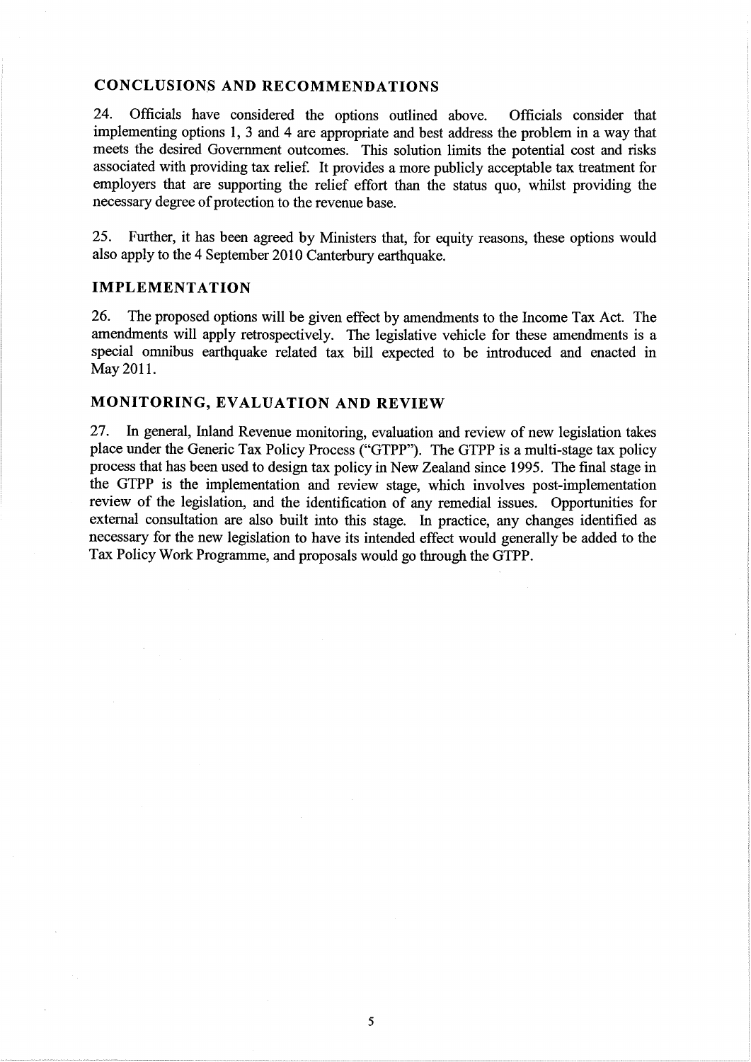## CONCLUSIONS AND RECOMMENDATIONS

24. Officials have considered the options outlined above. Officials consider that implementing options 1, 3 and 4 are appropriate and best address the problem in a way that meets the desired Government outcomes. This solution limits the potential cost and risks associated with providing tax relief. It provides a more publicly acceptable tax treatment for employers that are supporting the relief effort than the status quo, whilst providing the necessary degree of protection to the revenue base.

25. Further, it has been agreed by Ministers that, for equity reasons, these options would also apply to the 4 September 2010 Canterbury earthquake.

## IMPLEMENTATION

26. The proposed options will be given effect by amendments to the Income Tax Act. The amendments will apply retrospectively. The legislative vehicle for these amendments is a special omnibus earthquake related tax bill expected to be introduced and enacted in May 2011.

## MONITORING, EVALUATION AND REVIEW

27. In general, Inland Revenue monitoring, evaluation and review of new legislation takes place under the Generic Tax Policy Process ("GTPP"). The GTPP is a multi-stage tax policy process that has been used to design tax policy in New Zealand since 1995. The final stage in the GTPP is the implementation and review stage, which involves post-implementation review of the legislation, and the identification of any remedial issues. Opportunities for external consultation are also built into this stage. In practice, any changes identified as necessary for the new legislation to have its intended effect would generally be added to the Tax Policy Work Programme, and proposals would go through the GTPP.